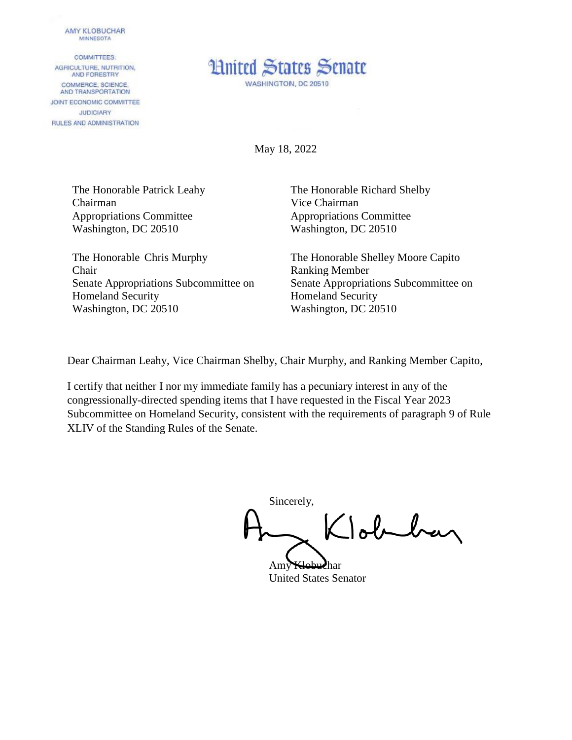AMY KLOBUCHAR
MINNESOTA

COMMITTEES:
AGRICULTURE, NUTRITION, AND FORESTRY
COMMERCE, SCIENCE, AND TRANSPORTATION
JOINT ECONOMIC COMMITTEE
JUDICIARY
RULES AND ADMINISTRATION

# United States Senate

WASHINGTON, DC 20510

May 18, 2022

The Honorable Patrick Leahy
Chairman
Appropriations Committee
Washington, DC 20510

The Honorable Richard Shelby
Vice Chairman
Appropriations Committee
Washington, DC 20510

The Honorable Chris Murphy
Chair
Senate Appropriations Subcommittee on Homeland Security
Washington, DC 20510

The Honorable Shelley Moore Capito
Ranking Member
Senate Appropriations Subcommittee on Homeland Security
Washington, DC 20510

Dear Chairman Leahy, Vice Chairman Shelby, Chair Murphy, and Ranking Member Capito,

I certify that neither I nor my immediate family has a pecuniary interest in any of the congressionally-directed spending items that I have requested in the Fiscal Year 2023 Subcommittee on Homeland Security, consistent with the requirements of paragraph 9 of Rule XLIV of the Standing Rules of the Senate.

Sincerely,

Amy Klobuchar
United States Senator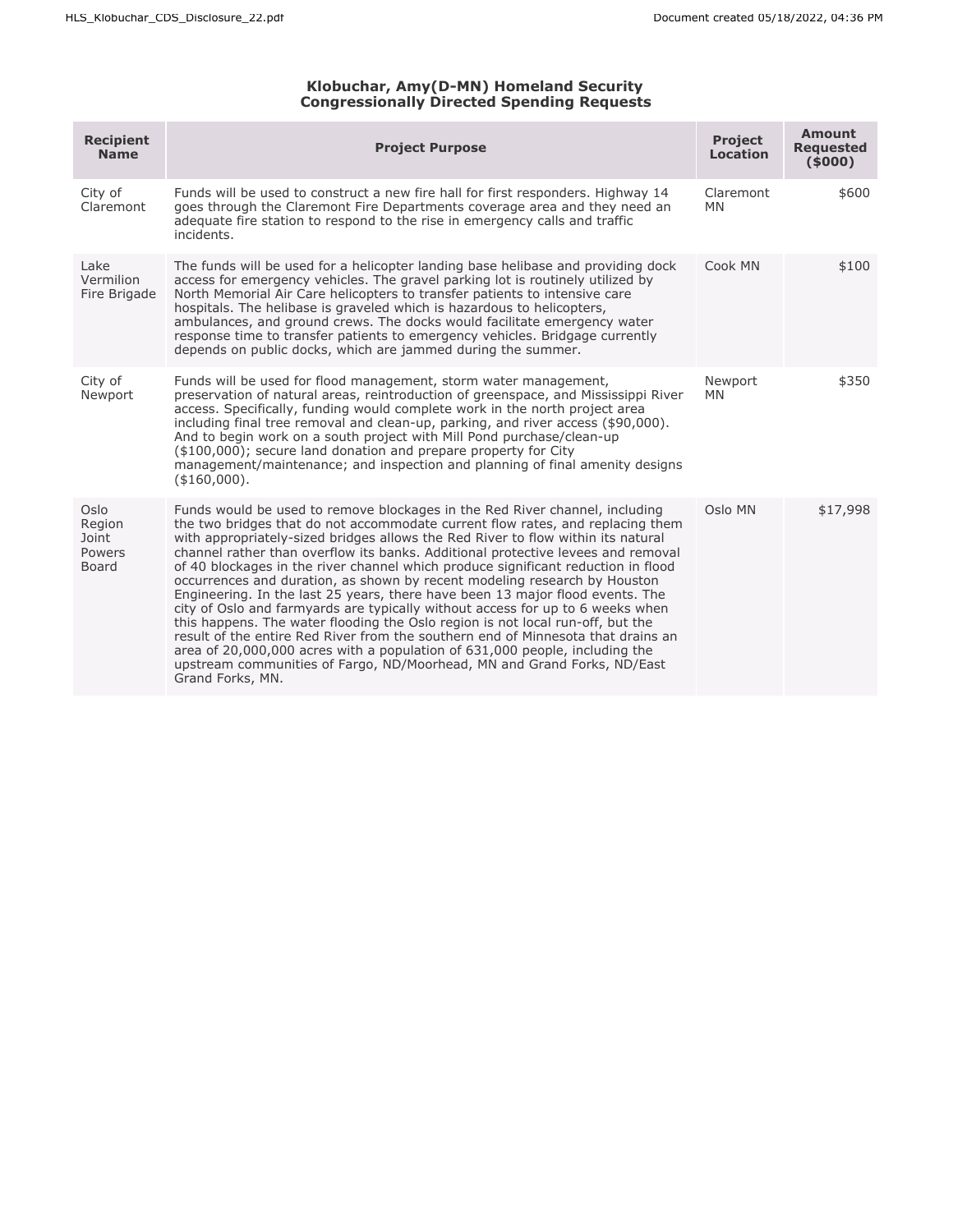**Klobuchar, Amy(D-MN) Homeland Security**
**Congressionally Directed Spending Requests**

| Recipient Name | Project Purpose | Project Location | Amount Requested ($000) |
|---|---|---|---|
| City of Claremont | Funds will be used to construct a new fire hall for first responders. Highway 14 goes through the Claremont Fire Departments coverage area and they need an adequate fire station to respond to the rise in emergency calls and traffic incidents. | Claremont MN | $600 |
| Lake Vermilion Fire Brigade | The funds will be used for a helicopter landing base helibase and providing dock access for emergency vehicles. The gravel parking lot is routinely utilized by North Memorial Air Care helicopters to transfer patients to intensive care hospitals. The helibase is graveled which is hazardous to helicopters, ambulances, and ground crews. The docks would facilitate emergency water response time to transfer patients to emergency vehicles. Bridgage currently depends on public docks, which are jammed during the summer. | Cook MN | $100 |
| City of Newport | Funds will be used for flood management, storm water management, preservation of natural areas, reintroduction of greenspace, and Mississippi River access. Specifically, funding would complete work in the north project area including final tree removal and clean-up, parking, and river access ($90,000). And to begin work on a south project with Mill Pond purchase/clean-up ($100,000); secure land donation and prepare property for City management/maintenance; and inspection and planning of final amenity designs ($160,000). | Newport MN | $350 |
| Oslo Region Joint Powers Board | Funds would be used to remove blockages in the Red River channel, including the two bridges that do not accommodate current flow rates, and replacing them with appropriately-sized bridges allows the Red River to flow within its natural channel rather than overflow its banks. Additional protective levees and removal of 40 blockages in the river channel which produce significant reduction in flood occurrences and duration, as shown by recent modeling research by Houston Engineering. In the last 25 years, there have been 13 major flood events. The city of Oslo and farmyards are typically without access for up to 6 weeks when this happens. The water flooding the Oslo region is not local run-off, but the result of the entire Red River from the southern end of Minnesota that drains an area of 20,000,000 acres with a population of 631,000 people, including the upstream communities of Fargo, ND/Moorhead, MN and Grand Forks, ND/East Grand Forks, MN. | Oslo MN | $17,998 |